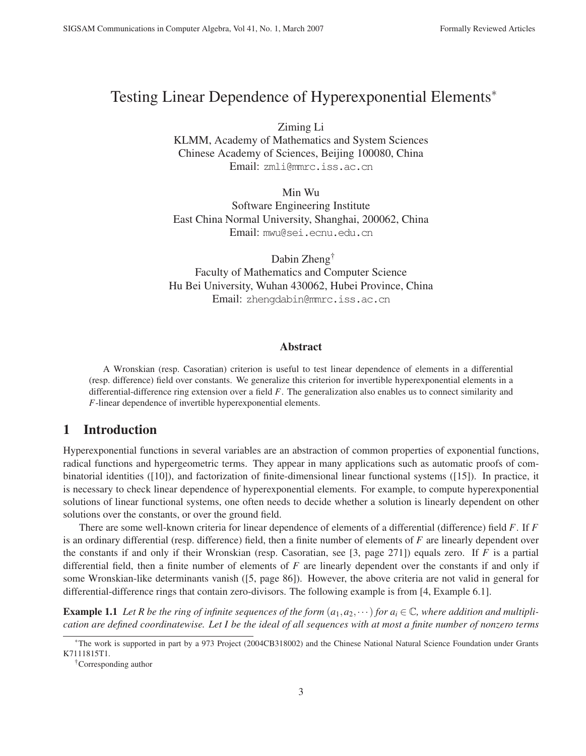# Testing Linear Dependence of Hyperexponential Elements*

Ziming Li  
KLMM, Academy of Mathematics and System Sciences  
Chinese Academy of Sciences, Beijing 100080, China  
Email: zmli@mmrc.iss.ac.cn

Min Wu  
Software Engineering Institute  
East China Normal University, Shanghai, 200062, China  
Email: mwu@sei.ecnu.edu.cn

Dabin Zheng†  
Faculty of Mathematics and Computer Science  
Hu Bei University, Wuhan 430062, Hubei Province, China  
Email: zhengdabin@mmrc.iss.ac.cn

### Abstract

A Wronskian (resp. Casoratian) criterion is useful to test linear dependence of elements in a differential (resp. difference) field over constants. We generalize this criterion for invertible hyperexponential elements in a differential-difference ring extension over a field $F$. The generalization also enables us to connect similarity and $F$-linear dependence of invertible hyperexponential elements.

## 1 Introduction

Hyperexponential functions in several variables are an abstraction of common properties of exponential functions, radical functions and hypergeometric terms. They appear in many applications such as automatic proofs of combinatorial identities ([10]), and factorization of finite-dimensional linear functional systems ([15]). In practice, it is necessary to check linear dependence of hyperexponential elements. For example, to compute hyperexponential solutions of linear functional systems, one often needs to decide whether a solution is linearly dependent on other solutions over the constants, or over the ground field.

There are some well-known criteria for linear dependence of elements of a differential (difference) field $F$. If $F$ is an ordinary differential (resp. difference) field, then a finite number of elements of $F$ are linearly dependent over the constants if and only if their Wronskian (resp. Casoratian, see [3, page 271]) equals zero. If $F$ is a partial differential field, then a finite number of elements of $F$ are linearly dependent over the constants if and only if some Wronskian-like determinants vanish ([5, page 86]). However, the above criteria are not valid in general for differential-difference rings that contain zero-divisors. The following example is from [4, Example 6.1].

**Example 1.1** *Let $R$ be the ring of infinite sequences of the form $(a_1, a_2, \cdots)$ for $a_i \in \mathbb{C}$, where addition and multiplication are defined coordinatewise. Let $I$ be the ideal of all sequences with at most a finite number of nonzero terms*

*The work is supported in part by a 973 Project (2004CB318002) and the Chinese National Natural Science Foundation under Grants K7111815T1.

†Corresponding author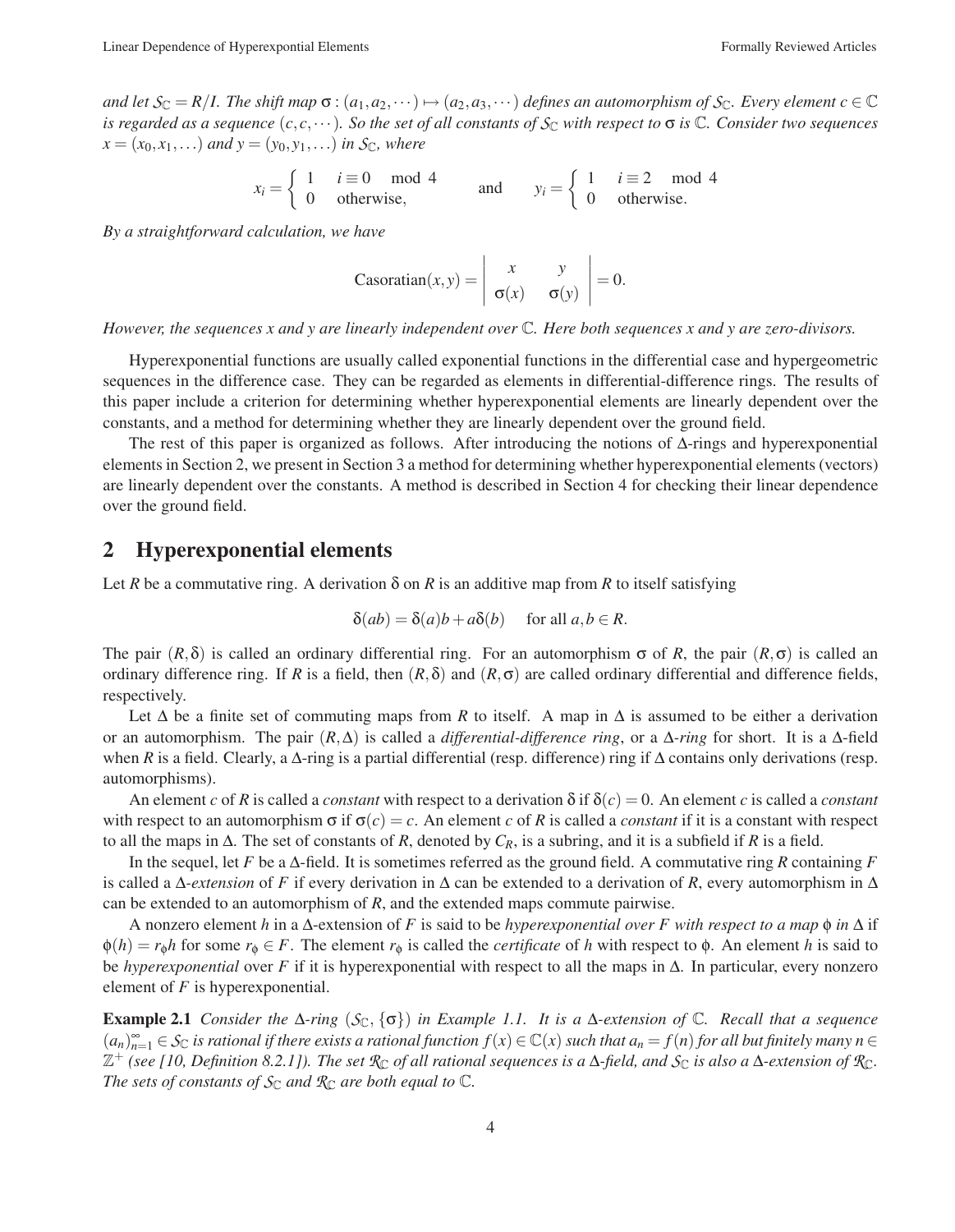*and let $\mathcal{S}_\mathbb{C} = R/I$. The shift map $\sigma : (a_1, a_2, \cdots) \mapsto (a_2, a_3, \cdots)$ defines an automorphism of $\mathcal{S}_\mathbb{C}$. Every element $c \in \mathbb{C}$ is regarded as a sequence $(c, c, \cdots)$. So the set of all constants of $\mathcal{S}_\mathbb{C}$ with respect to $\sigma$ is $\mathbb{C}$. Consider two sequences $x = (x_0, x_1, \ldots)$ and $y = (y_0, y_1, \ldots)$ in $\mathcal{S}_\mathbb{C}$, where*

$$x_i = \begin{cases} 1 & i \equiv 0 \mod 4 \\ 0 & \text{otherwise,} \end{cases} \qquad \text{and} \qquad y_i = \begin{cases} 1 & i \equiv 2 \mod 4 \\ 0 & \text{otherwise.} \end{cases}$$

*By a straightforward calculation, we have*

$$\text{Casoratian}(x, y) = \begin{vmatrix} x & y \\ \sigma(x) & \sigma(y) \end{vmatrix} = 0.$$

*However, the sequences $x$ and $y$ are linearly independent over $\mathbb{C}$. Here both sequences $x$ and $y$ are zero-divisors.*

Hyperexponential functions are usually called exponential functions in the differential case and hypergeometric sequences in the difference case. They can be regarded as elements in differential-difference rings. The results of this paper include a criterion for determining whether hyperexponential elements are linearly dependent over the constants, and a method for determining whether they are linearly dependent over the ground field.

The rest of this paper is organized as follows. After introducing the notions of $\Delta$-rings and hyperexponential elements in Section 2, we present in Section 3 a method for determining whether hyperexponential elements (vectors) are linearly dependent over the constants. A method is described in Section 4 for checking their linear dependence over the ground field.

## 2 Hyperexponential elements

Let $R$ be a commutative ring. A derivation $\delta$ on $R$ is an additive map from $R$ to itself satisfying

$$\delta(ab) = \delta(a)b + a\delta(b) \quad \text{for all } a, b \in R.$$

The pair $(R, \delta)$ is called an ordinary differential ring. For an automorphism $\sigma$ of $R$, the pair $(R, \sigma)$ is called an ordinary difference ring. If $R$ is a field, then $(R, \delta)$ and $(R, \sigma)$ are called ordinary differential and difference fields, respectively.

Let $\Delta$ be a finite set of commuting maps from $R$ to itself. A map in $\Delta$ is assumed to be either a derivation or an automorphism. The pair $(R, \Delta)$ is called a *differential-difference ring*, or a *$\Delta$-ring* for short. It is a $\Delta$-field when $R$ is a field. Clearly, a $\Delta$-ring is a partial differential (resp. difference) ring if $\Delta$ contains only derivations (resp. automorphisms).

An element $c$ of $R$ is called a *constant* with respect to a derivation $\delta$ if $\delta(c) = 0$. An element $c$ is called a *constant* with respect to an automorphism $\sigma$ if $\sigma(c) = c$. An element $c$ of $R$ is called a *constant* if it is a constant with respect to all the maps in $\Delta$. The set of constants of $R$, denoted by $C_R$, is a subring, and it is a subfield if $R$ is a field.

In the sequel, let $F$ be a $\Delta$-field. It is sometimes referred as the ground field. A commutative ring $R$ containing $F$ is called a *$\Delta$-extension* of $F$ if every derivation in $\Delta$ can be extended to a derivation of $R$, every automorphism in $\Delta$ can be extended to an automorphism of $R$, and the extended maps commute pairwise.

A nonzero element $h$ in a $\Delta$-extension of $F$ is said to be *hyperexponential over $F$ with respect to a map $\phi$ in $\Delta$* if $\phi(h) = r_\phi h$ for some $r_\phi \in F$. The element $r_\phi$ is called the *certificate* of $h$ with respect to $\phi$. An element $h$ is said to be *hyperexponential* over $F$ if it is hyperexponential with respect to all the maps in $\Delta$. In particular, every nonzero element of $F$ is hyperexponential.

**Example 2.1** *Consider the $\Delta$-ring $(\mathcal{S}_\mathbb{C}, \{\sigma\})$ in Example 1.1. It is a $\Delta$-extension of $\mathbb{C}$. Recall that a sequence $(a_n)_{n=1}^\infty \in \mathcal{S}_\mathbb{C}$ is rational if there exists a rational function $f(x) \in \mathbb{C}(x)$ such that $a_n = f(n)$ for all but finitely many $n \in \mathbb{Z}^+$ (see [10, Definition 8.2.1]). The set $\mathcal{R}_\mathbb{C}$ of all rational sequences is a $\Delta$-field, and $\mathcal{S}_\mathbb{C}$ is also a $\Delta$-extension of $\mathcal{R}_\mathbb{C}$. The sets of constants of $\mathcal{S}_\mathbb{C}$ and $\mathcal{R}_\mathbb{C}$ are both equal to $\mathbb{C}$.*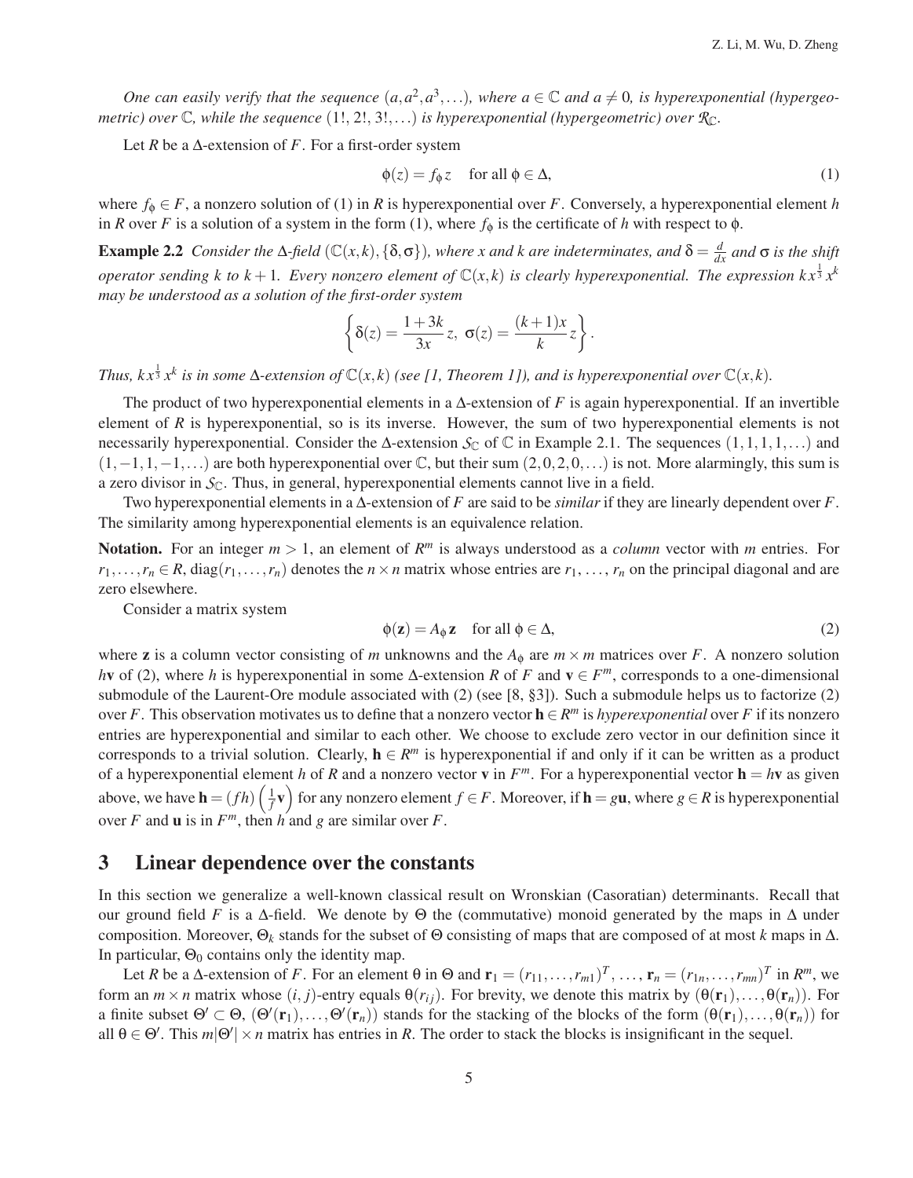*One can easily verify that the sequence $(a, a^2, a^3, \ldots)$, where $a \in \mathbb{C}$ and $a \neq 0$, is hyperexponential (hypergeometric) over $\mathbb{C}$, while the sequence $(1!, 2!, 3!, \ldots)$ is hyperexponential (hypergeometric) over $\mathcal{R}_{\mathbb{C}}$.*

Let $R$ be a $\Delta$-extension of $F$. For a first-order system

$$\phi(z) = f_\phi z \quad \text{for all } \phi \in \Delta, \tag{1}$$

where $f_\phi \in F$, a nonzero solution of (1) in $R$ is hyperexponential over $F$. Conversely, a hyperexponential element $h$ in $R$ over $F$ is a solution of a system in the form (1), where $f_\phi$ is the certificate of $h$ with respect to $\phi$.

**Example 2.2** *Consider the $\Delta$-field $(\mathbb{C}(x,k), \{\delta, \sigma\})$, where $x$ and $k$ are indeterminates, and $\delta = \frac{d}{dx}$ and $\sigma$ is the shift operator sending $k$ to $k+1$. Every nonzero element of $\mathbb{C}(x,k)$ is clearly hyperexponential. The expression $kx^{\frac{1}{3}}x^k$ may be understood as a solution of the first-order system*

$$\left\{ \delta(z) = \frac{1+3k}{3x} z, \ \sigma(z) = \frac{(k+1)x}{k} z \right\}.$$

*Thus, $kx^{\frac{1}{3}}x^k$ is in some $\Delta$-extension of $\mathbb{C}(x,k)$ (see [1, Theorem 1]), and is hyperexponential over $\mathbb{C}(x,k)$.*

The product of two hyperexponential elements in a $\Delta$-extension of $F$ is again hyperexponential. If an invertible element of $R$ is hyperexponential, so is its inverse. However, the sum of two hyperexponential elements is not necessarily hyperexponential. Consider the $\Delta$-extension $\mathcal{S}_{\mathbb{C}}$ of $\mathbb{C}$ in Example 2.1. The sequences $(1,1,1,1,\ldots)$ and $(1,-1,1,-1,\ldots)$ are both hyperexponential over $\mathbb{C}$, but their sum $(2,0,2,0,\ldots)$ is not. More alarmingly, this sum is a zero divisor in $\mathcal{S}_{\mathbb{C}}$. Thus, in general, hyperexponential elements cannot live in a field.

Two hyperexponential elements in a $\Delta$-extension of $F$ are said to be *similar* if they are linearly dependent over $F$. The similarity among hyperexponential elements is an equivalence relation.

**Notation.** For an integer $m > 1$, an element of $R^m$ is always understood as a *column* vector with $m$ entries. For $r_1, \ldots, r_n \in R$, $\operatorname{diag}(r_1, \ldots, r_n)$ denotes the $n \times n$ matrix whose entries are $r_1, \ldots, r_n$ on the principal diagonal and are zero elsewhere.

Consider a matrix system

$$\phi(\mathbf{z}) = A_\phi \mathbf{z} \quad \text{for all } \phi \in \Delta, \tag{2}$$

where $\mathbf{z}$ is a column vector consisting of $m$ unknowns and the $A_\phi$ are $m \times m$ matrices over $F$. A nonzero solution $h\mathbf{v}$ of (2), where $h$ is hyperexponential in some $\Delta$-extension $R$ of $F$ and $\mathbf{v} \in F^m$, corresponds to a one-dimensional submodule of the Laurent-Ore module associated with (2) (see [8, §3]). Such a submodule helps us to factorize (2) over $F$. This observation motivates us to define that a nonzero vector $\mathbf{h} \in R^m$ is *hyperexponential* over $F$ if its nonzero entries are hyperexponential and similar to each other. We choose to exclude zero vector in our definition since it corresponds to a trivial solution. Clearly, $\mathbf{h} \in R^m$ is hyperexponential if and only if it can be written as a product of a hyperexponential element $h$ of $R$ and a nonzero vector $\mathbf{v}$ in $F^m$. For a hyperexponential vector $\mathbf{h} = h\mathbf{v}$ as given above, we have $\mathbf{h} = (fh)\left(\frac{1}{f}\mathbf{v}\right)$ for any nonzero element $f \in F$. Moreover, if $\mathbf{h} = g\mathbf{u}$, where $g \in R$ is hyperexponential over $F$ and $\mathbf{u}$ is in $F^m$, then $h$ and $g$ are similar over $F$.

## 3 Linear dependence over the constants

In this section we generalize a well-known classical result on Wronskian (Casoratian) determinants. Recall that our ground field $F$ is a $\Delta$-field. We denote by $\Theta$ the (commutative) monoid generated by the maps in $\Delta$ under composition. Moreover, $\Theta_k$ stands for the subset of $\Theta$ consisting of maps that are composed of at most $k$ maps in $\Delta$. In particular, $\Theta_0$ contains only the identity map.

Let $R$ be a $\Delta$-extension of $F$. For an element $\theta$ in $\Theta$ and $\mathbf{r}_1 = (r_{11}, \ldots, r_{m1})^T, \ldots, \mathbf{r}_n = (r_{1n}, \ldots, r_{mn})^T$ in $R^m$, we form an $m \times n$ matrix whose $(i,j)$-entry equals $\theta(r_{ij})$. For brevity, we denote this matrix by $(\theta(\mathbf{r}_1), \ldots, \theta(\mathbf{r}_n))$. For a finite subset $\Theta' \subset \Theta$, $(\Theta'(\mathbf{r}_1), \ldots, \Theta'(\mathbf{r}_n))$ stands for the stacking of the blocks of the form $(\theta(\mathbf{r}_1), \ldots, \theta(\mathbf{r}_n))$ for all $\theta \in \Theta'$. This $m|\Theta'| \times n$ matrix has entries in $R$. The order to stack the blocks is insignificant in the sequel.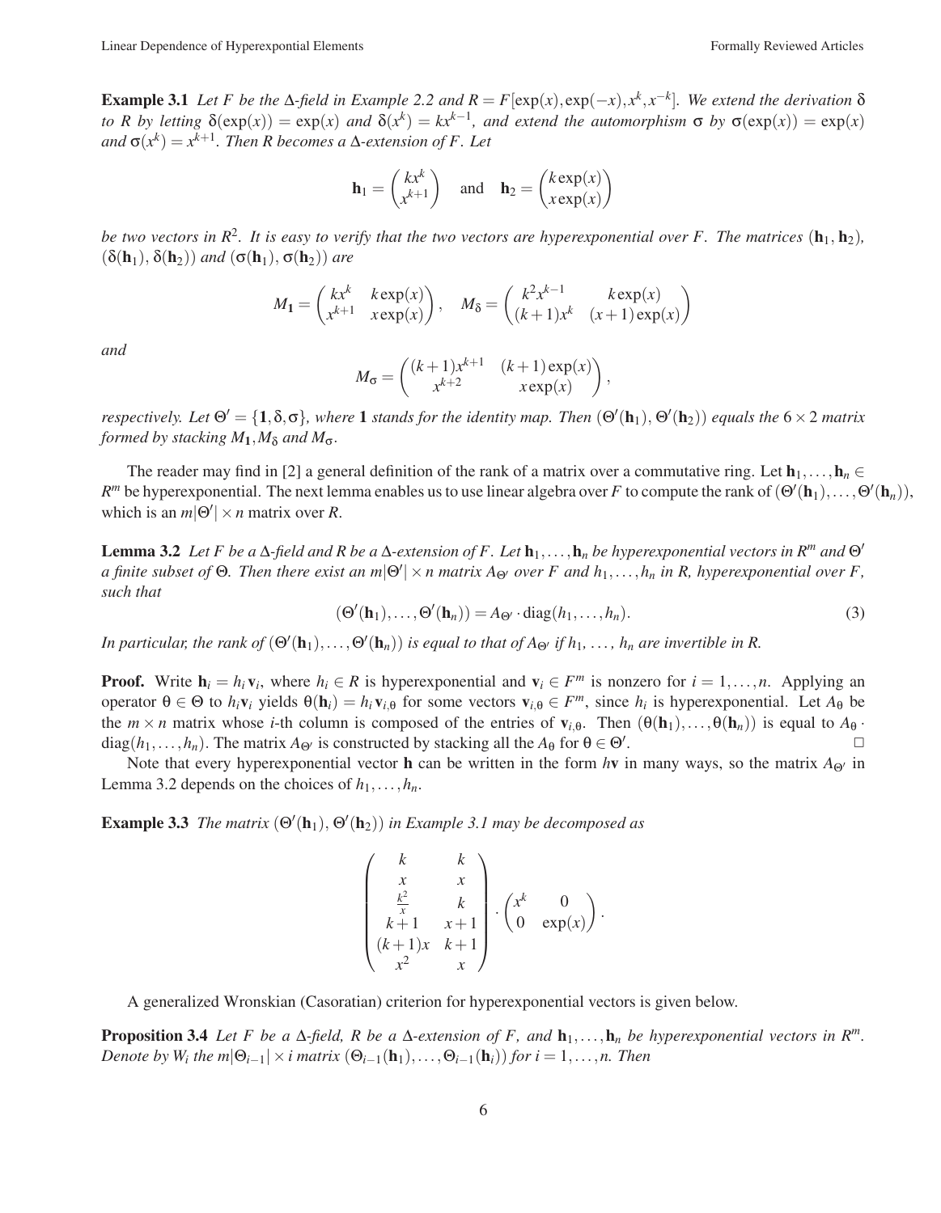**Example 3.1** *Let $F$ be the $\Delta$-field in Example 2.2 and $R = F[\exp(x), \exp(-x), x^k, x^{-k}]$. We extend the derivation $\delta$ to $R$ by letting $\delta(\exp(x)) = \exp(x)$ and $\delta(x^k) = kx^{k-1}$, and extend the automorphism $\sigma$ by $\sigma(\exp(x)) = \exp(x)$ and $\sigma(x^k) = x^{k+1}$. Then $R$ becomes a $\Delta$-extension of $F$. Let*

$$\mathbf{h}_1 = \begin{pmatrix} kx^k \\ x^{k+1} \end{pmatrix} \quad \text{and} \quad \mathbf{h}_2 = \begin{pmatrix} k\exp(x) \\ x\exp(x) \end{pmatrix}$$

*be two vectors in $R^2$. It is easy to verify that the two vectors are hyperexponential over $F$. The matrices $(\mathbf{h}_1, \mathbf{h}_2)$, $(\delta(\mathbf{h}_1), \delta(\mathbf{h}_2))$ and $(\sigma(\mathbf{h}_1), \sigma(\mathbf{h}_2))$ are*

$$M_{\mathbf{1}} = \begin{pmatrix} kx^k & k\exp(x) \\ x^{k+1} & x\exp(x) \end{pmatrix}, \quad M_\delta = \begin{pmatrix} k^2x^{k-1} & k\exp(x) \\ (k+1)x^k & (x+1)\exp(x) \end{pmatrix}$$

*and*

$$M_\sigma = \begin{pmatrix} (k+1)x^{k+1} & (k+1)\exp(x) \\ x^{k+2} & x\exp(x) \end{pmatrix},$$

*respectively. Let $\Theta' = \{\mathbf{1}, \delta, \sigma\}$, where $\mathbf{1}$ stands for the identity map. Then $(\Theta'(\mathbf{h}_1), \Theta'(\mathbf{h}_2))$ equals the $6 \times 2$ matrix formed by stacking $M_{\mathbf{1}}, M_\delta$ and $M_\sigma$.*

The reader may find in [2] a general definition of the rank of a matrix over a commutative ring. Let $\mathbf{h}_1, \ldots, \mathbf{h}_n \in R^m$ be hyperexponential. The next lemma enables us to use linear algebra over $F$ to compute the rank of $(\Theta'(\mathbf{h}_1), \ldots, \Theta'(\mathbf{h}_n))$, which is an $m|\Theta'| \times n$ matrix over $R$.

**Lemma 3.2** *Let $F$ be a $\Delta$-field and $R$ be a $\Delta$-extension of $F$. Let $\mathbf{h}_1, \ldots, \mathbf{h}_n$ be hyperexponential vectors in $R^m$ and $\Theta'$ a finite subset of $\Theta$. Then there exist an $m|\Theta'| \times n$ matrix $A_{\Theta'}$ over $F$ and $h_1, \ldots, h_n$ in $R$, hyperexponential over $F$, such that*

$$(\Theta'(\mathbf{h}_1), \ldots, \Theta'(\mathbf{h}_n)) = A_{\Theta'} \cdot \operatorname{diag}(h_1, \ldots, h_n). \tag{3}$$

*In particular, the rank of $(\Theta'(\mathbf{h}_1), \ldots, \Theta'(\mathbf{h}_n))$ is equal to that of $A_{\Theta'}$ if $h_1, \ldots, h_n$ are invertible in $R$.*

**Proof.** Write $\mathbf{h}_i = h_i \mathbf{v}_i$, where $h_i \in R$ is hyperexponential and $\mathbf{v}_i \in F^m$ is nonzero for $i = 1, \ldots, n$. Applying an operator $\theta \in \Theta$ to $h_i \mathbf{v}_i$ yields $\theta(\mathbf{h}_i) = h_i \mathbf{v}_{i,\theta}$ for some vectors $\mathbf{v}_{i,\theta} \in F^m$, since $h_i$ is hyperexponential. Let $A_\theta$ be the $m \times n$ matrix whose $i$-th column is composed of the entries of $\mathbf{v}_{i,\theta}$. Then $(\theta(\mathbf{h}_1), \ldots, \theta(\mathbf{h}_n))$ is equal to $A_\theta \cdot \operatorname{diag}(h_1, \ldots, h_n)$. The matrix $A_{\Theta'}$ is constructed by stacking all the $A_\theta$ for $\theta \in \Theta'$. $\square$

Note that every hyperexponential vector $\mathbf{h}$ can be written in the form $h\mathbf{v}$ in many ways, so the matrix $A_{\Theta'}$ in Lemma 3.2 depends on the choices of $h_1, \ldots, h_n$.

**Example 3.3** *The matrix $(\Theta'(\mathbf{h}_1), \Theta'(\mathbf{h}_2))$ in Example 3.1 may be decomposed as*

$$\begin{pmatrix} k & k \\ x & x \\ \frac{k^2}{x} & k \\ k+1 & x+1 \\ (k+1)x & k+1 \\ x^2 & x \end{pmatrix} \cdot \begin{pmatrix} x^k & 0 \\ 0 & \exp(x) \end{pmatrix}.$$

A generalized Wronskian (Casoratian) criterion for hyperexponential vectors is given below.

**Proposition 3.4** *Let $F$ be a $\Delta$-field, $R$ be a $\Delta$-extension of $F$, and $\mathbf{h}_1, \ldots, \mathbf{h}_n$ be hyperexponential vectors in $R^m$. Denote by $W_i$ the $m|\Theta_{i-1}| \times i$ matrix $(\Theta_{i-1}(\mathbf{h}_1), \ldots, \Theta_{i-1}(\mathbf{h}_i))$ for $i = 1, \ldots, n$. Then*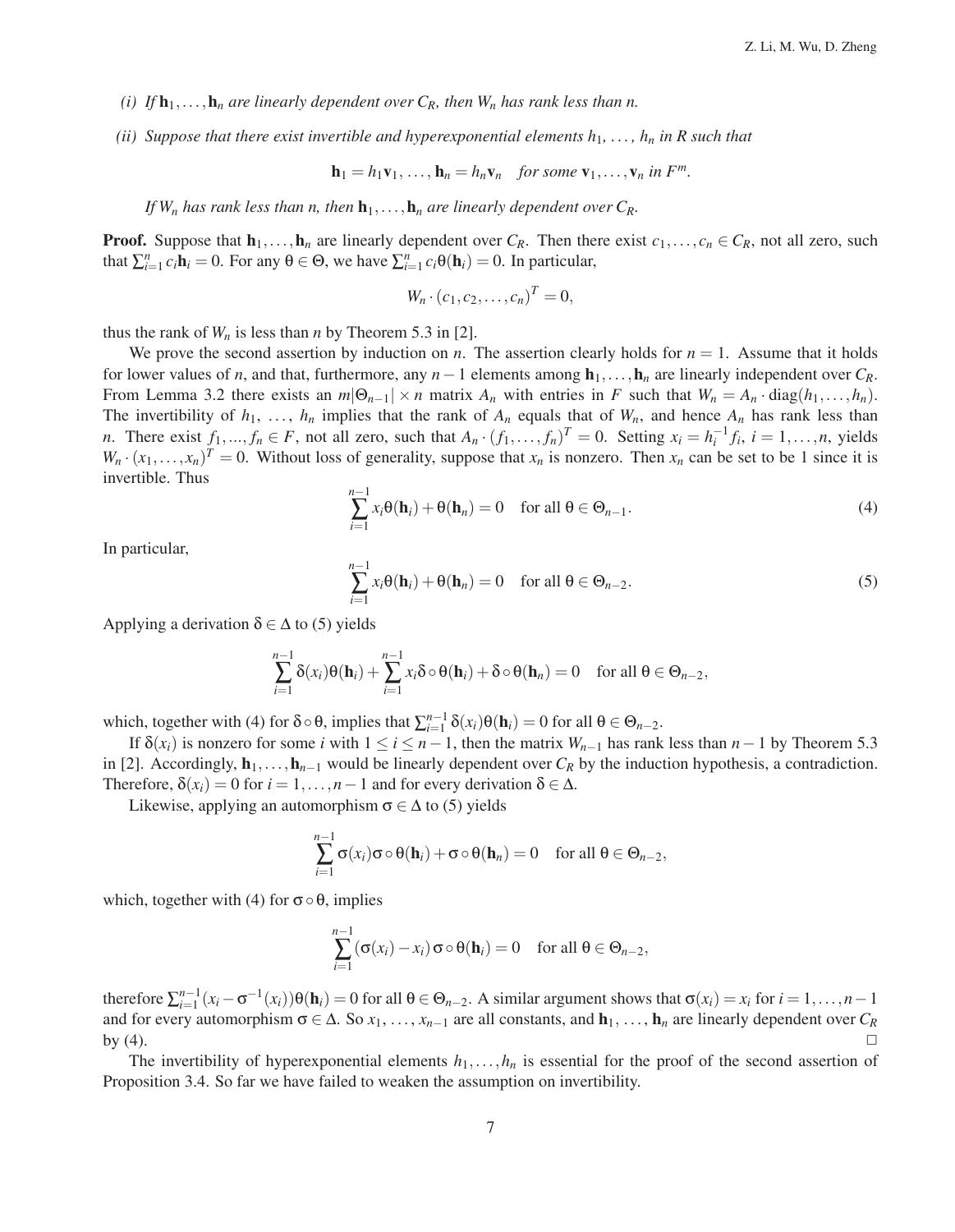*(i) If $\mathbf{h}_1, \ldots, \mathbf{h}_n$ are linearly dependent over $C_R$, then $W_n$ has rank less than $n$.*

*(ii) Suppose that there exist invertible and hyperexponential elements $h_1, \ldots, h_n$ in $R$ such that*

$$\mathbf{h}_1 = h_1 \mathbf{v}_1, \ldots, \mathbf{h}_n = h_n \mathbf{v}_n \quad \textit{for some } \mathbf{v}_1, \ldots, \mathbf{v}_n \textit{ in } F^m.$$

*If $W_n$ has rank less than $n$, then $\mathbf{h}_1, \ldots, \mathbf{h}_n$ are linearly dependent over $C_R$.*

**Proof.** Suppose that $\mathbf{h}_1, \ldots, \mathbf{h}_n$ are linearly dependent over $C_R$. Then there exist $c_1, \ldots, c_n \in C_R$, not all zero, such that $\sum_{i=1}^n c_i \mathbf{h}_i = 0$. For any $\theta \in \Theta$, we have $\sum_{i=1}^n c_i \theta(\mathbf{h}_i) = 0$. In particular,

$$W_n \cdot (c_1, c_2, \ldots, c_n)^T = 0,$$

thus the rank of $W_n$ is less than $n$ by Theorem 5.3 in [2].

We prove the second assertion by induction on $n$. The assertion clearly holds for $n = 1$. Assume that it holds for lower values of $n$, and that, furthermore, any $n-1$ elements among $\mathbf{h}_1, \ldots, \mathbf{h}_n$ are linearly independent over $C_R$. From Lemma 3.2 there exists an $m|\Theta_{n-1}| \times n$ matrix $A_n$ with entries in $F$ such that $W_n = A_n \cdot \operatorname{diag}(h_1, \ldots, h_n)$. The invertibility of $h_1, \ldots, h_n$ implies that the rank of $A_n$ equals that of $W_n$, and hence $A_n$ has rank less than $n$. There exist $f_1, ..., f_n \in F$, not all zero, such that $A_n \cdot (f_1, \ldots, f_n)^T = 0$. Setting $x_i = h_i^{-1} f_i$, $i = 1, \ldots, n$, yields $W_n \cdot (x_1, \ldots, x_n)^T = 0$. Without loss of generality, suppose that $x_n$ is nonzero. Then $x_n$ can be set to be 1 since it is invertible. Thus

$$\sum_{i=1}^{n-1} x_i \theta(\mathbf{h}_i) + \theta(\mathbf{h}_n) = 0 \quad \text{for all } \theta \in \Theta_{n-1}. \tag{4}$$

In particular,

$$\sum_{i=1}^{n-1} x_i \theta(\mathbf{h}_i) + \theta(\mathbf{h}_n) = 0 \quad \text{for all } \theta \in \Theta_{n-2}. \tag{5}$$

Applying a derivation $\delta \in \Delta$ to (5) yields

$$\sum_{i=1}^{n-1} \delta(x_i) \theta(\mathbf{h}_i) + \sum_{i=1}^{n-1} x_i \delta \circ \theta(\mathbf{h}_i) + \delta \circ \theta(\mathbf{h}_n) = 0 \quad \text{for all } \theta \in \Theta_{n-2},$$

which, together with (4) for $\delta \circ \theta$, implies that $\sum_{i=1}^{n-1} \delta(x_i) \theta(\mathbf{h}_i) = 0$ for all $\theta \in \Theta_{n-2}$.

If $\delta(x_i)$ is nonzero for some $i$ with $1 \le i \le n-1$, then the matrix $W_{n-1}$ has rank less than $n-1$ by Theorem 5.3 in [2]. Accordingly, $\mathbf{h}_1, \ldots, \mathbf{h}_{n-1}$ would be linearly dependent over $C_R$ by the induction hypothesis, a contradiction. Therefore, $\delta(x_i) = 0$ for $i = 1, \ldots, n-1$ and for every derivation $\delta \in \Delta$.

Likewise, applying an automorphism $\sigma \in \Delta$ to (5) yields

$$\sum_{i=1}^{n-1} \sigma(x_i) \sigma \circ \theta(\mathbf{h}_i) + \sigma \circ \theta(\mathbf{h}_n) = 0 \quad \text{for all } \theta \in \Theta_{n-2},$$

which, together with (4) for $\sigma \circ \theta$, implies

$$\sum_{i=1}^{n-1} (\sigma(x_i) - x_i) \sigma \circ \theta(\mathbf{h}_i) = 0 \quad \text{for all } \theta \in \Theta_{n-2},$$

therefore $\sum_{i=1}^{n-1} (x_i - \sigma^{-1}(x_i)) \theta(\mathbf{h}_i) = 0$ for all $\theta \in \Theta_{n-2}$. A similar argument shows that $\sigma(x_i) = x_i$ for $i = 1, \ldots, n-1$ and for every automorphism $\sigma \in \Delta$. So $x_1, \ldots, x_{n-1}$ are all constants, and $\mathbf{h}_1, \ldots, \mathbf{h}_n$ are linearly dependent over $C_R$ by (4). □

The invertibility of hyperexponential elements $h_1, \ldots, h_n$ is essential for the proof of the second assertion of Proposition 3.4. So far we have failed to weaken the assumption on invertibility.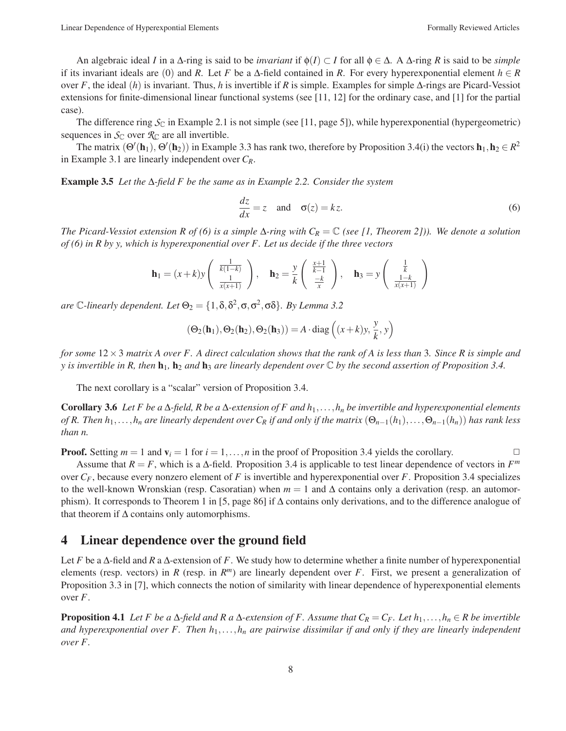An algebraic ideal $I$ in a $\Delta$-ring is said to be *invariant* if $\phi(I) \subset I$ for all $\phi \in \Delta$. A $\Delta$-ring $R$ is said to be *simple* if its invariant ideals are $(0)$ and $R$. Let $F$ be a $\Delta$-field contained in $R$. For every hyperexponential element $h \in R$ over $F$, the ideal $(h)$ is invariant. Thus, $h$ is invertible if $R$ is simple. Examples for simple $\Delta$-rings are Picard-Vessiot extensions for finite-dimensional linear functional systems (see [11, 12] for the ordinary case, and [1] for the partial case).

The difference ring $\mathcal{S}_{\mathbb{C}}$ in Example 2.1 is not simple (see [11, page 5]), while hyperexponential (hypergeometric) sequences in $\mathcal{S}_{\mathbb{C}}$ over $\mathcal{R}_{\mathbb{C}}$ are all invertible.

The matrix $(\Theta'(\mathbf{h}_1), \Theta'(\mathbf{h}_2))$ in Example 3.3 has rank two, therefore by Proposition 3.4(i) the vectors $\mathbf{h}_1, \mathbf{h}_2 \in R^2$ in Example 3.1 are linearly independent over $C_R$.

**Example 3.5** *Let the $\Delta$-field $F$ be the same as in Example 2.2. Consider the system*

$$\frac{dz}{dx} = z \quad \text{and} \quad \sigma(z) = kz. \tag{6}$$

*The Picard-Vessiot extension $R$ of (6) is a simple $\Delta$-ring with $C_R = \mathbb{C}$ (see [1, Theorem 2])). We denote a solution of (6) in $R$ by $y$, which is hyperexponential over $F$. Let us decide if the three vectors*

$$\mathbf{h}_1 = (x+k)y \begin{pmatrix} \frac{1}{k(1-k)} \\ \frac{1}{x(x+1)} \end{pmatrix}, \quad \mathbf{h}_2 = \frac{y}{k} \begin{pmatrix} \frac{x+1}{k-1} \\ \frac{-k}{x} \end{pmatrix}, \quad \mathbf{h}_3 = y \begin{pmatrix} \frac{1}{k} \\ \frac{1-k}{x(x+1)} \end{pmatrix}$$

*are $\mathbb{C}$-linearly dependent. Let $\Theta_2 = \{1, \delta, \delta^2, \sigma, \sigma^2, \sigma\delta\}$. By Lemma 3.2*

$$(\Theta_2(\mathbf{h}_1), \Theta_2(\mathbf{h}_2), \Theta_2(\mathbf{h}_3)) = A \cdot \operatorname{diag}\left((x+k)y, \frac{y}{k}, y\right)$$

*for some $12 \times 3$ matrix $A$ over $F$. A direct calculation shows that the rank of $A$ is less than 3. Since $R$ is simple and $y$ is invertible in $R$, then $\mathbf{h}_1$, $\mathbf{h}_2$ and $\mathbf{h}_3$ are linearly dependent over $\mathbb{C}$ by the second assertion of Proposition 3.4.*

The next corollary is a "scalar" version of Proposition 3.4.

**Corollary 3.6** *Let $F$ be a $\Delta$-field, $R$ be a $\Delta$-extension of $F$ and $h_1, \ldots, h_n$ be invertible and hyperexponential elements of $R$. Then $h_1, \ldots, h_n$ are linearly dependent over $C_R$ if and only if the matrix $(\Theta_{n-1}(h_1), \ldots, \Theta_{n-1}(h_n))$ has rank less than $n$.*

**Proof.** Setting $m = 1$ and $\mathbf{v}_i = 1$ for $i = 1, \ldots, n$ in the proof of Proposition 3.4 yields the corollary. □

Assume that $R = F$, which is a $\Delta$-field. Proposition 3.4 is applicable to test linear dependence of vectors in $F^m$ over $C_F$, because every nonzero element of $F$ is invertible and hyperexponential over $F$. Proposition 3.4 specializes to the well-known Wronskian (resp. Casoratian) when $m = 1$ and $\Delta$ contains only a derivation (resp. an automorphism). It corresponds to Theorem 1 in [5, page 86] if $\Delta$ contains only derivations, and to the difference analogue of that theorem if $\Delta$ contains only automorphisms.

## 4 Linear dependence over the ground field

Let $F$ be a $\Delta$-field and $R$ a $\Delta$-extension of $F$. We study how to determine whether a finite number of hyperexponential elements (resp. vectors) in $R$ (resp. in $R^m$) are linearly dependent over $F$. First, we present a generalization of Proposition 3.3 in [7], which connects the notion of similarity with linear dependence of hyperexponential elements over $F$.

**Proposition 4.1** *Let $F$ be a $\Delta$-field and $R$ a $\Delta$-extension of $F$. Assume that $C_R = C_F$. Let $h_1, \ldots, h_n \in R$ be invertible and hyperexponential over $F$. Then $h_1, \ldots, h_n$ are pairwise dissimilar if and only if they are linearly independent over $F$.*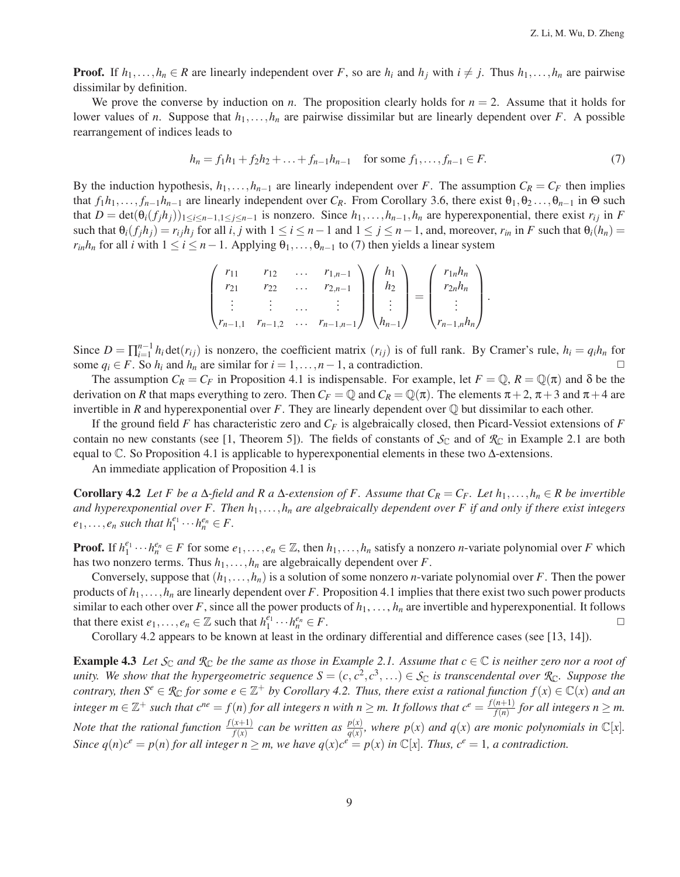**Proof.** If $h_1,\ldots,h_n \in R$ are linearly independent over $F$, so are $h_i$ and $h_j$ with $i \neq j$. Thus $h_1,\ldots,h_n$ are pairwise dissimilar by definition.

We prove the converse by induction on $n$. The proposition clearly holds for $n = 2$. Assume that it holds for lower values of $n$. Suppose that $h_1,\ldots,h_n$ are pairwise dissimilar but are linearly dependent over $F$. A possible rearrangement of indices leads to

$$h_n = f_1h_1 + f_2h_2 + \ldots + f_{n-1}h_{n-1} \quad \text{for some } f_1,\ldots,f_{n-1} \in F. \tag{7}$$

By the induction hypothesis, $h_1,\ldots,h_{n-1}$ are linearly independent over $F$. The assumption $C_R = C_F$ then implies that $f_1h_1,\ldots,f_{n-1}h_{n-1}$ are linearly independent over $C_R$. From Corollary 3.6, there exist $\theta_1,\theta_2\ldots,\theta_{n-1}$ in $\Theta$ such that $D = \det(\theta_i(f_jh_j))_{1\le i\le n-1, 1\le j\le n-1}$ is nonzero. Since $h_1,\ldots,h_{n-1},h_n$ are hyperexponential, there exist $r_{ij}$ in $F$ such that $\theta_i(f_jh_j) = r_{ij}h_j$ for all $i,j$ with $1 \le i \le n-1$ and $1 \le j \le n-1$, and, moreover, $r_{in}$ in $F$ such that $\theta_i(h_n) = r_{in}h_n$ for all $i$ with $1 \le i \le n-1$. Applying $\theta_1,\ldots,\theta_{n-1}$ to (7) then yields a linear system

$$\begin{pmatrix} r_{11} & r_{12} & \ldots & r_{1,n-1} \\ r_{21} & r_{22} & \ldots & r_{2,n-1} \\ \vdots & \vdots & \ldots & \vdots \\ r_{n-1,1} & r_{n-1,2} & \ldots & r_{n-1,n-1} \end{pmatrix} \begin{pmatrix} h_1 \\ h_2 \\ \vdots \\ h_{n-1} \end{pmatrix} = \begin{pmatrix} r_{1n}h_n \\ r_{2n}h_n \\ \vdots \\ r_{n-1,n}h_n \end{pmatrix}.$$

Since $D = \prod_{i=1}^{n-1} h_i \det(r_{ij})$ is nonzero, the coefficient matrix $(r_{ij})$ is of full rank. By Cramer's rule, $h_i = q_ih_n$ for some $q_i \in F$. So $h_i$ and $h_n$ are similar for $i = 1,\ldots,n-1$, a contradiction. □

The assumption $C_R = C_F$ in Proposition 4.1 is indispensable. For example, let $F = \mathbb{Q}$, $R = \mathbb{Q}(\pi)$ and $\delta$ be the derivation on $R$ that maps everything to zero. Then $C_F = \mathbb{Q}$ and $C_R = \mathbb{Q}(\pi)$. The elements $\pi+2$, $\pi+3$ and $\pi+4$ are invertible in $R$ and hyperexponential over $F$. They are linearly dependent over $\mathbb{Q}$ but dissimilar to each other.

If the ground field $F$ has characteristic zero and $C_F$ is algebraically closed, then Picard-Vessiot extensions of $F$ contain no new constants (see [1, Theorem 5]). The fields of constants of $\mathcal{S}_{\mathbb{C}}$ and of $\mathcal{R}_{\mathbb{C}}$ in Example 2.1 are both equal to $\mathbb{C}$. So Proposition 4.1 is applicable to hyperexponential elements in these two $\Delta$-extensions.

An immediate application of Proposition 4.1 is

**Corollary 4.2** *Let $F$ be a $\Delta$-field and $R$ a $\Delta$-extension of $F$. Assume that $C_R = C_F$. Let $h_1,\ldots,h_n \in R$ be invertible and hyperexponential over $F$. Then $h_1,\ldots,h_n$ are algebraically dependent over $F$ if and only if there exist integers $e_1,\ldots,e_n$ such that $h_1^{e_1}\cdots h_n^{e_n} \in F$.*

**Proof.** If $h_1^{e_1}\cdots h_n^{e_n} \in F$ for some $e_1,\ldots,e_n \in \mathbb{Z}$, then $h_1,\ldots,h_n$ satisfy a nonzero $n$-variate polynomial over $F$ which has two nonzero terms. Thus $h_1,\ldots,h_n$ are algebraically dependent over $F$.

Conversely, suppose that $(h_1,\ldots,h_n)$ is a solution of some nonzero $n$-variate polynomial over $F$. Then the power products of $h_1,\ldots,h_n$ are linearly dependent over $F$. Proposition 4.1 implies that there exist two such power products similar to each other over $F$, since all the power products of $h_1,\ldots,h_n$ are invertible and hyperexponential. It follows that there exist $e_1,\ldots,e_n \in \mathbb{Z}$ such that $h_1^{e_1}\cdots h_n^{e_n} \in F$. □

Corollary 4.2 appears to be known at least in the ordinary differential and difference cases (see [13, 14]).

**Example 4.3** *Let $\mathcal{S}_{\mathbb{C}}$ and $\mathcal{R}_{\mathbb{C}}$ be the same as those in Example 2.1. Assume that $c \in \mathbb{C}$ is neither zero nor a root of unity. We show that the hypergeometric sequence $S = (c, c^2, c^3, \ldots) \in \mathcal{S}_{\mathbb{C}}$ is transcendental over $\mathcal{R}_{\mathbb{C}}$. Suppose the contrary, then $S^e \in \mathcal{R}_{\mathbb{C}}$ for some $e \in \mathbb{Z}^+$ by Corollary 4.2. Thus, there exist a rational function $f(x) \in \mathbb{C}(x)$ and an integer $m \in \mathbb{Z}^+$ such that $c^{ne} = f(n)$ for all integers $n$ with $n \ge m$. It follows that $c^e = \frac{f(n+1)}{f(n)}$ for all integers $n \ge m$. Note that the rational function $\frac{f(x+1)}{f(x)}$ can be written as $\frac{p(x)}{q(x)}$, where $p(x)$ and $q(x)$ are monic polynomials in $\mathbb{C}[x]$. Since $q(n)c^e = p(n)$ for all integer $n \ge m$, we have $q(x)c^e = p(x)$ in $\mathbb{C}[x]$. Thus, $c^e = 1$, a contradiction.*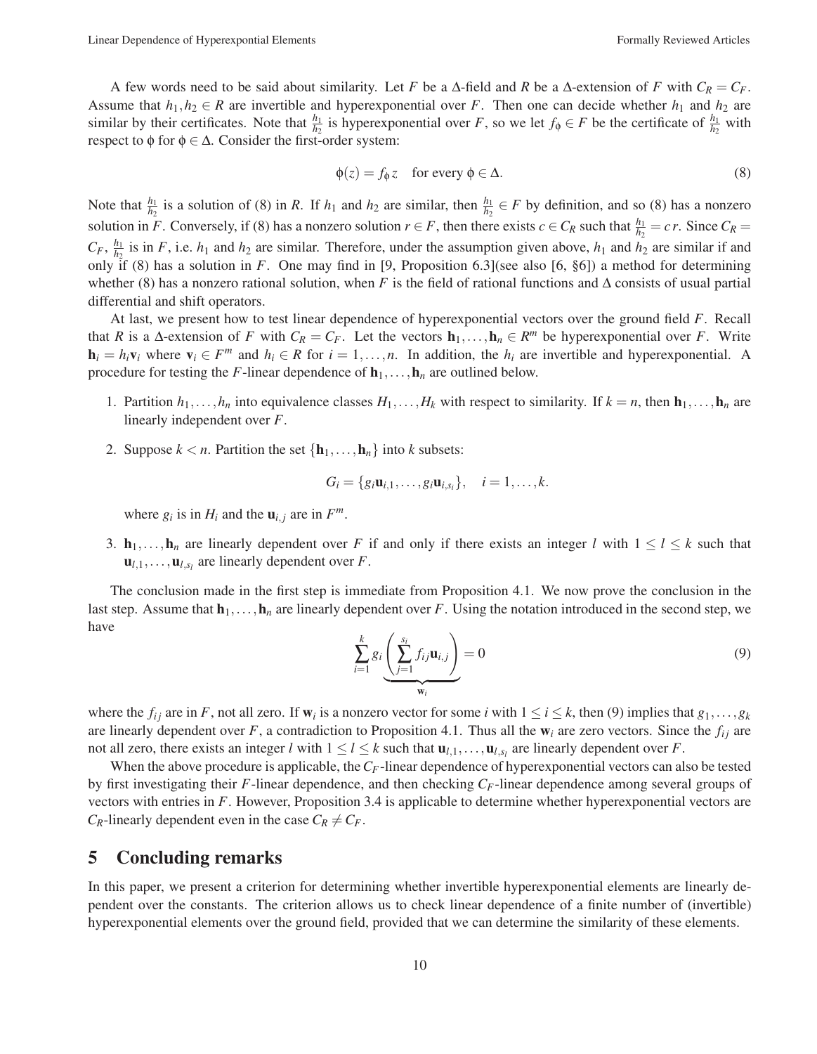A few words need to be said about similarity. Let $F$ be a $\Delta$-field and $R$ be a $\Delta$-extension of $F$ with $C_R = C_F$. Assume that $h_1, h_2 \in R$ are invertible and hyperexponential over $F$. Then one can decide whether $h_1$ and $h_2$ are similar by their certificates. Note that $\frac{h_1}{h_2}$ is hyperexponential over $F$, so we let $f_\phi \in F$ be the certificate of $\frac{h_1}{h_2}$ with respect to $\phi$ for $\phi \in \Delta$. Consider the first-order system:

$$\phi(z) = f_\phi z \quad \text{for every } \phi \in \Delta. \tag{8}$$

Note that $\frac{h_1}{h_2}$ is a solution of (8) in $R$. If $h_1$ and $h_2$ are similar, then $\frac{h_1}{h_2} \in F$ by definition, and so (8) has a nonzero solution in $F$. Conversely, if (8) has a nonzero solution $r \in F$, then there exists $c \in C_R$ such that $\frac{h_1}{h_2} = c\,r$. Since $C_R = C_F$, $\frac{h_1}{h_2}$ is in $F$, i.e. $h_1$ and $h_2$ are similar. Therefore, under the assumption given above, $h_1$ and $h_2$ are similar if and only if (8) has a solution in $F$. One may find in [9, Proposition 6.3](see also [6, §6]) a method for determining whether (8) has a nonzero rational solution, when $F$ is the field of rational functions and $\Delta$ consists of usual partial differential and shift operators.

At last, we present how to test linear dependence of hyperexponential vectors over the ground field $F$. Recall that $R$ is a $\Delta$-extension of $F$ with $C_R = C_F$. Let the vectors $\mathbf{h}_1, \ldots, \mathbf{h}_n \in R^m$ be hyperexponential over $F$. Write $\mathbf{h}_i = h_i \mathbf{v}_i$ where $\mathbf{v}_i \in F^m$ and $h_i \in R$ for $i = 1, \ldots, n$. In addition, the $h_i$ are invertible and hyperexponential. A procedure for testing the $F$-linear dependence of $\mathbf{h}_1, \ldots, \mathbf{h}_n$ are outlined below.

1. Partition $h_1, \ldots, h_n$ into equivalence classes $H_1, \ldots, H_k$ with respect to similarity. If $k = n$, then $\mathbf{h}_1, \ldots, \mathbf{h}_n$ are linearly independent over $F$.
2. Suppose $k < n$. Partition the set $\{\mathbf{h}_1, \ldots, \mathbf{h}_n\}$ into $k$ subsets:

   $$G_i = \{g_i \mathbf{u}_{i,1}, \ldots, g_i \mathbf{u}_{i,s_i}\}, \quad i = 1, \ldots, k.$$

   where $g_i$ is in $H_i$ and the $\mathbf{u}_{i,j}$ are in $F^m$.
3. $\mathbf{h}_1, \ldots, \mathbf{h}_n$ are linearly dependent over $F$ if and only if there exists an integer $l$ with $1 \leq l \leq k$ such that $\mathbf{u}_{l,1}, \ldots, \mathbf{u}_{l,s_l}$ are linearly dependent over $F$.

The conclusion made in the first step is immediate from Proposition 4.1. We now prove the conclusion in the last step. Assume that $\mathbf{h}_1, \ldots, \mathbf{h}_n$ are linearly dependent over $F$. Using the notation introduced in the second step, we have

$$\sum_{i=1}^{k} g_i \underbrace{\left( \sum_{j=1}^{s_i} f_{ij} \mathbf{u}_{i,j} \right)}_{\mathbf{w}_i} = 0 \tag{9}$$

where the $f_{ij}$ are in $F$, not all zero. If $\mathbf{w}_i$ is a nonzero vector for some $i$ with $1 \leq i \leq k$, then (9) implies that $g_1, \ldots, g_k$ are linearly dependent over $F$, a contradiction to Proposition 4.1. Thus all the $\mathbf{w}_i$ are zero vectors. Since the $f_{ij}$ are not all zero, there exists an integer $l$ with $1 \leq l \leq k$ such that $\mathbf{u}_{l,1}, \ldots, \mathbf{u}_{l,s_l}$ are linearly dependent over $F$.

When the above procedure is applicable, the $C_F$-linear dependence of hyperexponential vectors can also be tested by first investigating their $F$-linear dependence, and then checking $C_F$-linear dependence among several groups of vectors with entries in $F$. However, Proposition 3.4 is applicable to determine whether hyperexponential vectors are $C_R$-linearly dependent even in the case $C_R \neq C_F$.

## 5 Concluding remarks

In this paper, we present a criterion for determining whether invertible hyperexponential elements are linearly dependent over the constants. The criterion allows us to check linear dependence of a finite number of (invertible) hyperexponential elements over the ground field, provided that we can determine the similarity of these elements.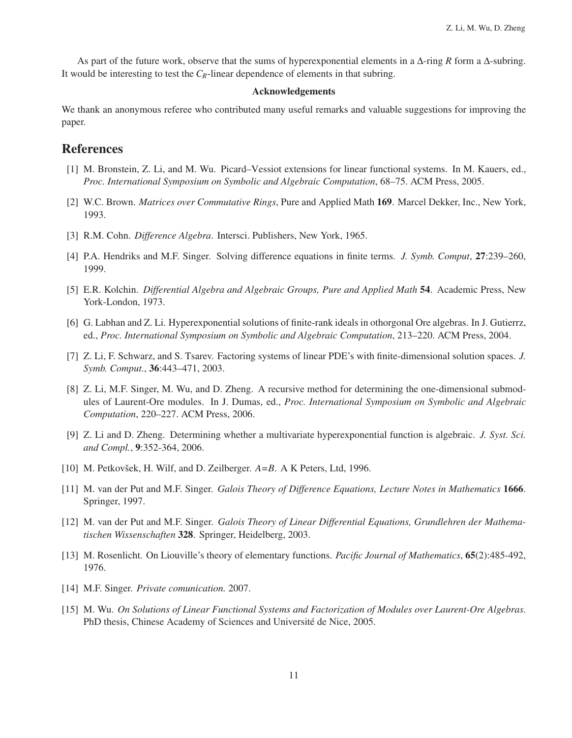As part of the future work, observe that the sums of hyperexponential elements in a $\Delta$-ring $R$ form a $\Delta$-subring. It would be interesting to test the $C_R$-linear dependence of elements in that subring.

**Acknowledgements**

We thank an anonymous referee who contributed many useful remarks and valuable suggestions for improving the paper.

## References

[1] M. Bronstein, Z. Li, and M. Wu. Picard–Vessiot extensions for linear functional systems. In M. Kauers, ed., *Proc. International Symposium on Symbolic and Algebraic Computation*, 68–75. ACM Press, 2005.

[2] W.C. Brown. *Matrices over Commutative Rings*, Pure and Applied Math **169**. Marcel Dekker, Inc., New York, 1993.

[3] R.M. Cohn. *Difference Algebra*. Intersci. Publishers, New York, 1965.

[4] P.A. Hendriks and M.F. Singer. Solving difference equations in finite terms. *J. Symb. Comput*, **27**:239–260, 1999.

[5] E.R. Kolchin. *Differential Algebra and Algebraic Groups, Pure and Applied Math* **54**. Academic Press, New York-London, 1973.

[6] G. Labhan and Z. Li. Hyperexponential solutions of finite-rank ideals in othorgonal Ore algebras. In J. Gutierrz, ed., *Proc. International Symposium on Symbolic and Algebraic Computation*, 213–220. ACM Press, 2004.

[7] Z. Li, F. Schwarz, and S. Tsarev. Factoring systems of linear PDE's with finite-dimensional solution spaces. *J. Symb. Comput.*, **36**:443–471, 2003.

[8] Z. Li, M.F. Singer, M. Wu, and D. Zheng. A recursive method for determining the one-dimensional submodules of Laurent-Ore modules. In J. Dumas, ed., *Proc. International Symposium on Symbolic and Algebraic Computation*, 220–227. ACM Press, 2006.

[9] Z. Li and D. Zheng. Determining whether a multivariate hyperexponential function is algebraic. *J. Syst. Sci. and Compl.*, **9**:352-364, 2006.

[10] M. Petkovšek, H. Wilf, and D. Zeilberger. *A=B*. A K Peters, Ltd, 1996.

[11] M. van der Put and M.F. Singer. *Galois Theory of Difference Equations, Lecture Notes in Mathematics* **1666**. Springer, 1997.

[12] M. van der Put and M.F. Singer. *Galois Theory of Linear Differential Equations, Grundlehren der Mathematischen Wissenschaften* **328**. Springer, Heidelberg, 2003.

[13] M. Rosenlicht. On Liouville's theory of elementary functions. *Pacific Journal of Mathematics*, **65**(2):485-492, 1976.

[14] M.F. Singer. *Private comunication.* 2007.

[15] M. Wu. *On Solutions of Linear Functional Systems and Factorization of Modules over Laurent-Ore Algebras*. PhD thesis, Chinese Academy of Sciences and Université de Nice, 2005.